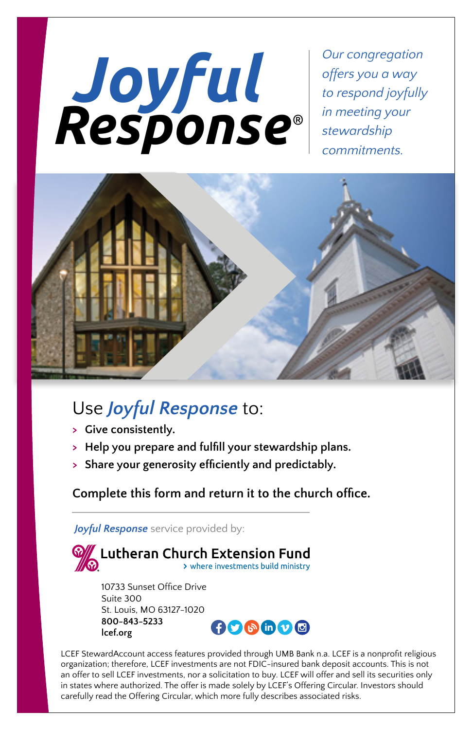# *Joyful* **Response®**

*Our congregation offers you a way to respond joyfully in meeting your stewardship commitments.*

## Use *Joyful Response* to:

- **Give consistently.**
- **Help you prepare and fulfill your stewardship plans.**
- **Share your generosity efficiently and predictably.**

**Complete this form and return it to the church office.**

***Joyful Response*** service provided by:

**Lutheran Church Extension Fund**
> where investments build ministry

10733 Sunset Office Drive
Suite 300
St. Louis, MO 63127-1020
**800-843-5233**
**lcef.org**

LCEF StewardAccount access features provided through UMB Bank n.a. LCEF is a nonprofit religious organization; therefore, LCEF investments are not FDIC-insured bank deposit accounts. This is not an offer to sell LCEF investments, nor a solicitation to buy. LCEF will offer and sell its securities only in states where authorized. The offer is made solely by LCEF's Offering Circular. Investors should carefully read the Offering Circular, which more fully describes associated risks.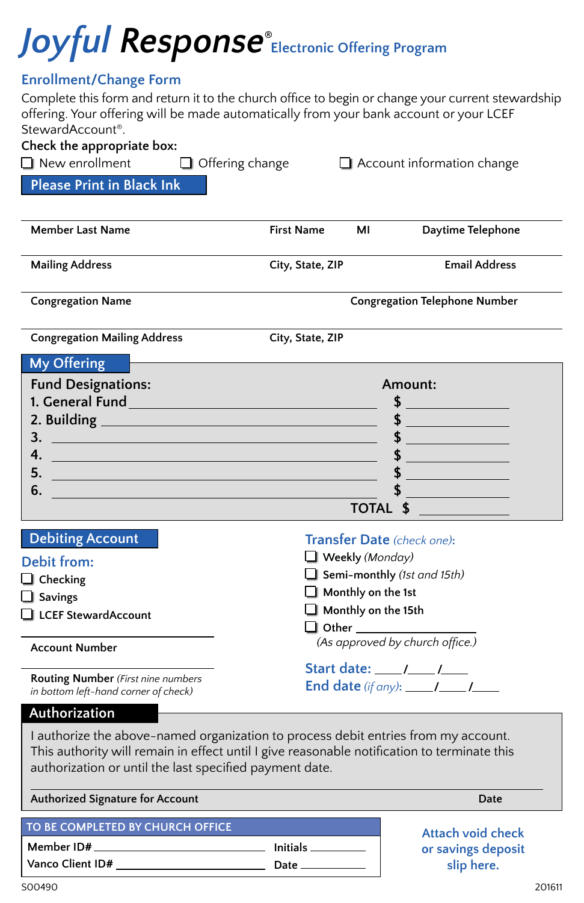# Joyful Response® Electronic Offering Program

## Enrollment/Change Form

Complete this form and return it to the church office to begin or change your current stewardship offering. Your offering will be made automatically from your bank account or your LCEF StewardAccount®.

**Check the appropriate box:**

☐ New enrollment ☐ Offering change ☐ Account information change

**Please Print in Black Ink**

| Member Last Name | First Name | MI | Daytime Telephone |
|---|---|---|---|
| Mailing Address | City, State, ZIP | | Email Address |
| Congregation Name | | | Congregation Telephone Number |
| Congregation Mailing Address | City, State, ZIP | | |

## My Offering

| Fund Designations: | Amount: |
|---|---|
| 1. General Fund ______ | $ ______ |
| 2. Building ______ | $ ______ |
| 3. ______ | $ ______ |
| 4. ______ | $ ______ |
| 5. ______ | $ ______ |
| 6. ______ | $ ______ |
| TOTAL | $ ______ |

## Debiting Account

**Debit from:**

☐ Checking
☐ Savings
☐ LCEF StewardAccount

Account Number

Routing Number *(First nine numbers in bottom left-hand corner of check)*

## Transfer Date *(check one)*:

☐ Weekly *(Monday)*
☐ Semi-monthly *(1st and 15th)*
☐ Monthly on the 1st
☐ Monthly on the 15th
☐ Other ______
*(As approved by church office.)*

**Start date:** ____/____ /____
**End date** *(if any)*: ____/____/____

## Authorization

I authorize the above-named organization to process debit entries from my account. This authority will remain in effect until I give reasonable notification to terminate this authorization or until the last specified payment date.

Authorized Signature for Account ______ Date ______

**TO BE COMPLETED BY CHURCH OFFICE**

Member ID# ______ Initials ______
Vanco Client ID# ______ Date ______

Attach void check or savings deposit slip here.

S00490 201611